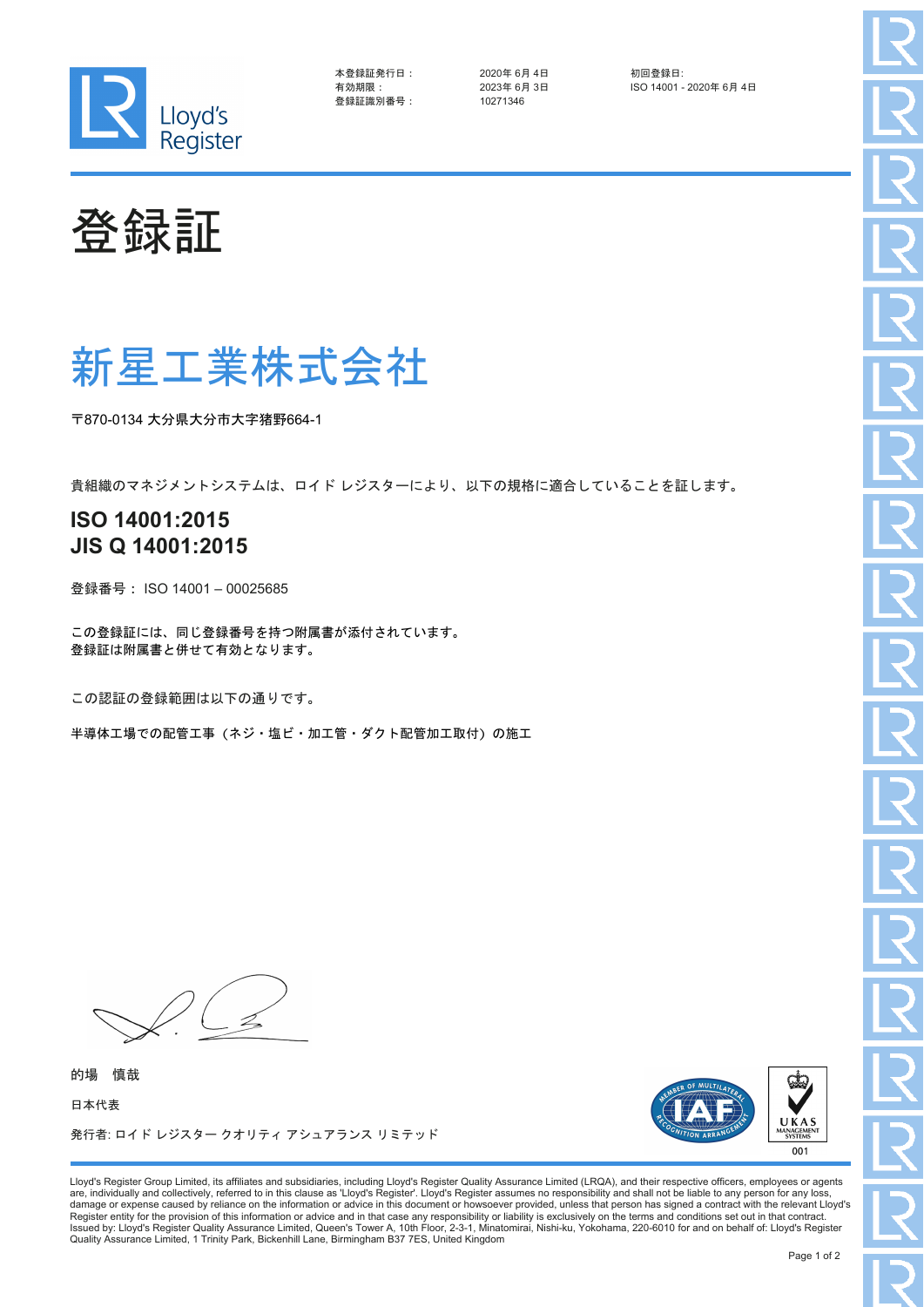本登録証発行日： 2020年 6月 4日
有効期限： 2023年 6月 3日
登録証識別番号： 10271346

初回登録日:
ISO 14001 - 2020年 6月 4日

# 登録証

# 新星工業株式会社

〒870-0134 大分県大分市大字猪野664-1

貴組織のマネジメントシステムは、ロイド レジスターにより、以下の規格に適合していることを証します。

## ISO 14001:2015
## JIS Q 14001:2015

登録番号： ISO 14001 – 00025685

この登録証には、同じ登録番号を持つ附属書が添付されています。
登録証は附属書と併せて有効となります。

この認証の登録範囲は以下の通りです。

半導体工場での配管工事（ネジ・塩ビ・加工管・ダクト配管加工取付）の施工

的場　慎哉

日本代表

発行者: ロイド レジスター クオリティ アシュアランス リミテッド

001

Lloyd's Register Group Limited, its affiliates and subsidiaries, including Lloyd's Register Quality Assurance Limited (LRQA), and their respective officers, employees or agents are, individually and collectively, referred to in this clause as 'Lloyd's Register'. Lloyd's Register assumes no responsibility and shall not be liable to any person for any loss, damage or expense caused by reliance on the information or advice in this document or howsoever provided, unless that person has signed a contract with the relevant Lloyd's Register entity for the provision of this information or advice and in that case any responsibility or liability is exclusively on the terms and conditions set out in that contract.
Issued by: Lloyd's Register Quality Assurance Limited, Queen's Tower A, 10th Floor, 2-3-1, Minatomirai, Nishi-ku, Yokohama, 220-6010 for and on behalf of: Lloyd's Register Quality Assurance Limited, 1 Trinity Park, Bickenhill Lane, Birmingham B37 7ES, United Kingdom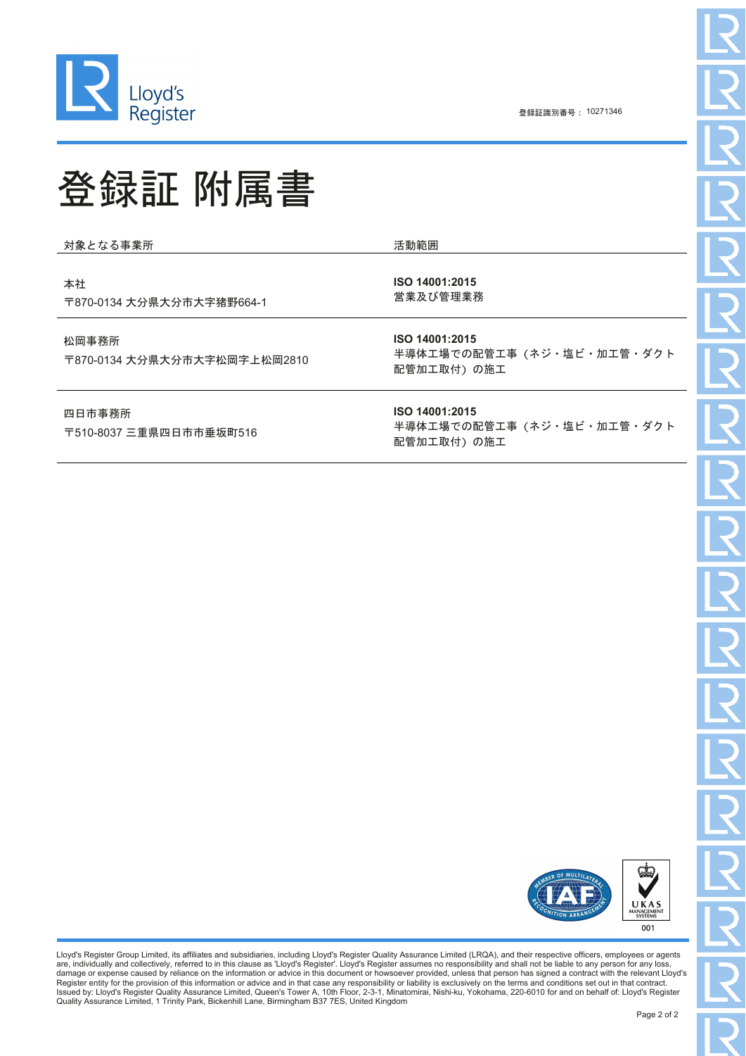Lloyd's Register

登録証識別番号： 10271346

# 登録証 附属書

| 対象となる事業所 | 活動範囲 |
|---|---|
| 本社<br>〒870-0134 大分県大分市大字猪野664-1 | **ISO 14001:2015**<br>営業及び管理業務 |
| 松岡事務所<br>〒870-0134 大分県大分市大字松岡字上松岡2810 | **ISO 14001:2015**<br>半導体工場での配管工事（ネジ・塩ビ・加工管・ダクト配管加工取付）の施工 |
| 四日市事務所<br>〒510-8037 三重県四日市市垂坂町516 | **ISO 14001:2015**<br>半導体工場での配管工事（ネジ・塩ビ・加工管・ダクト配管加工取付）の施工 |

IAF MEMBER OF MULTILATERAL RECOGNITION ARRANGEMENT

UKAS MANAGEMENT SYSTEMS 001

Lloyd's Register Group Limited, its affiliates and subsidiaries, including Lloyd's Register Quality Assurance Limited (LRQA), and their respective officers, employees or agents are, individually and collectively, referred to in this clause as 'Lloyd's Register'. Lloyd's Register assumes no responsibility and shall not be liable to any person for any loss, damage or expense caused by reliance on the information or advice in this document or howsoever provided, unless that person has signed a contract with the relevant Lloyd's Register entity for the provision of this information or advice and in that case any responsibility or liability is exclusively on the terms and conditions set out in that contract.
Issued by: Lloyd's Register Quality Assurance Limited, Queen's Tower A, 10th Floor, 2-3-1, Minatomirai, Nishi-ku, Yokohama, 220-6010 for and on behalf of: Lloyd's Register Quality Assurance Limited, 1 Trinity Park, Bickenhill Lane, Birmingham B37 7ES, United Kingdom